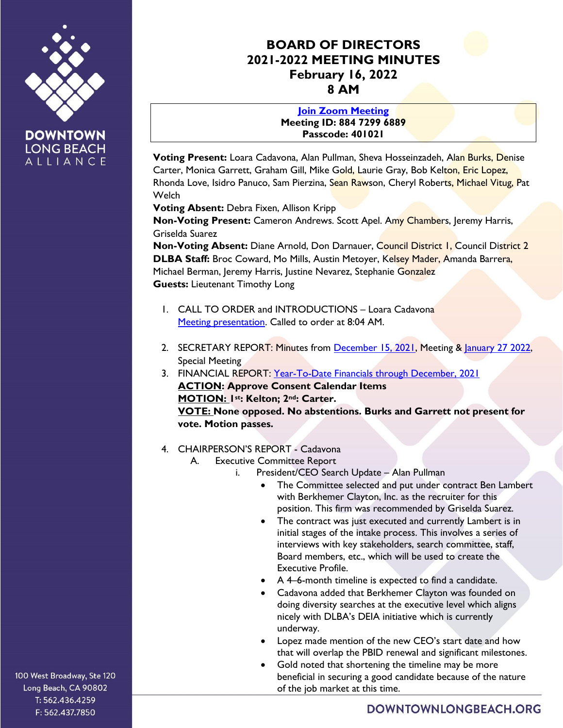# BOARD OF DIRECTORS
# 2021-2022 MEETING MINUTES
## February 16, 2022
## 8 AM

**Join Zoom Meeting**
**Meeting ID: 884 7299 6889**
**Passcode: 401021**

**Voting Present:** Loara Cadavona, Alan Pullman, Sheva Hosseinzadeh, Alan Burks, Denise Carter, Monica Garrett, Graham Gill, Mike Gold, Laurie Gray, Bob Kelton, Eric Lopez, Rhonda Love, Isidro Panuco, Sam Pierzina, Sean Rawson, Cheryl Roberts, Michael Vitug, Pat Welch
**Voting Absent:** Debra Fixen, Allison Kripp
**Non-Voting Present:** Cameron Andrews. Scott Apel. Amy Chambers, Jeremy Harris, Griselda Suarez
**Non-Voting Absent:** Diane Arnold, Don Darnauer, Council District 1, Council District 2
**DLBA Staff:** Broc Coward, Mo Mills, Austin Metoyer, Kelsey Mader, Amanda Barrera, Michael Berman, Jeremy Harris, Justine Nevarez, Stephanie Gonzalez
**Guests:** Lieutenant Timothy Long

1. CALL TO ORDER and INTRODUCTIONS – Loara Cadavona
   Meeting presentation. Called to order at 8:04 AM.

2. SECRETARY REPORT: Minutes from December 15, 2021, Meeting & January 27 2022, Special Meeting
3. FINANCIAL REPORT: Year-To-Date Financials through December, 2021
   **ACTION: Approve Consent Calendar Items**
   **MOTION: 1st: Kelton; 2nd: Carter.**
   **VOTE: None opposed. No abstentions. Burks and Garrett not present for vote. Motion passes.**

4. CHAIRPERSON'S REPORT - Cadavona
   A. Executive Committee Report
      i. President/CEO Search Update – Alan Pullman
         - The Committee selected and put under contract Ben Lambert with Berkhemer Clayton, Inc. as the recruiter for this position. This firm was recommended by Griselda Suarez.
         - The contract was just executed and currently Lambert is in initial stages of the intake process. This involves a series of interviews with key stakeholders, search committee, staff, Board members, etc., which will be used to create the Executive Profile.
         - A 4–6-month timeline is expected to find a candidate.
         - Cadavona added that Berkhemer Clayton was founded on doing diversity searches at the executive level which aligns nicely with DLBA's DEIA initiative which is currently underway.
         - Lopez made mention of the new CEO's start date and how that will overlap the PBID renewal and significant milestones.
         - Gold noted that shortening the timeline may be more beneficial in securing a good candidate because of the nature of the job market at this time.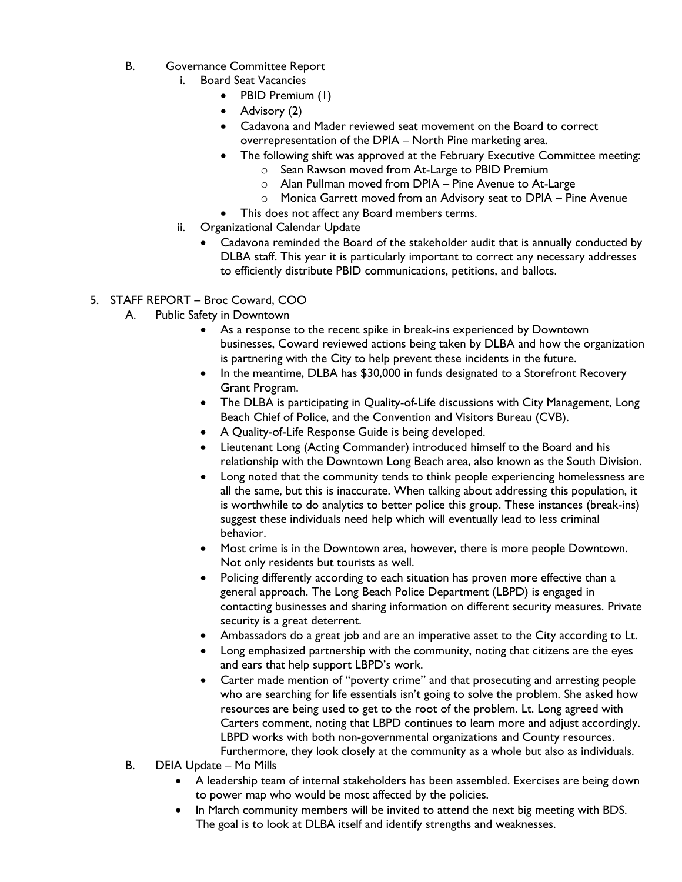B. Governance Committee Report

i. Board Seat Vacancies

- PBID Premium (1)
- Advisory (2)
- Cadavona and Mader reviewed seat movement on the Board to correct overrepresentation of the DPIA – North Pine marketing area.
- The following shift was approved at the February Executive Committee meeting:
  - Sean Rawson moved from At-Large to PBID Premium
  - Alan Pullman moved from DPIA – Pine Avenue to At-Large
  - Monica Garrett moved from an Advisory seat to DPIA – Pine Avenue
- This does not affect any Board members terms.

ii. Organizational Calendar Update

- Cadavona reminded the Board of the stakeholder audit that is annually conducted by DLBA staff. This year it is particularly important to correct any necessary addresses to efficiently distribute PBID communications, petitions, and ballots.

5. STAFF REPORT – Broc Coward, COO

A. Public Safety in Downtown

- As a response to the recent spike in break-ins experienced by Downtown businesses, Coward reviewed actions being taken by DLBA and how the organization is partnering with the City to help prevent these incidents in the future.
- In the meantime, DLBA has $30,000 in funds designated to a Storefront Recovery Grant Program.
- The DLBA is participating in Quality-of-Life discussions with City Management, Long Beach Chief of Police, and the Convention and Visitors Bureau (CVB).
- A Quality-of-Life Response Guide is being developed.
- Lieutenant Long (Acting Commander) introduced himself to the Board and his relationship with the Downtown Long Beach area, also known as the South Division.
- Long noted that the community tends to think people experiencing homelessness are all the same, but this is inaccurate. When talking about addressing this population, it is worthwhile to do analytics to better police this group. These instances (break-ins) suggest these individuals need help which will eventually lead to less criminal behavior.
- Most crime is in the Downtown area, however, there is more people Downtown. Not only residents but tourists as well.
- Policing differently according to each situation has proven more effective than a general approach. The Long Beach Police Department (LBPD) is engaged in contacting businesses and sharing information on different security measures. Private security is a great deterrent.
- Ambassadors do a great job and are an imperative asset to the City according to Lt.
- Long emphasized partnership with the community, noting that citizens are the eyes and ears that help support LBPD's work.
- Carter made mention of "poverty crime" and that prosecuting and arresting people who are searching for life essentials isn't going to solve the problem. She asked how resources are being used to get to the root of the problem. Lt. Long agreed with Carters comment, noting that LBPD continues to learn more and adjust accordingly. LBPD works with both non-governmental organizations and County resources. Furthermore, they look closely at the community as a whole but also as individuals.

B. DEIA Update – Mo Mills

- A leadership team of internal stakeholders has been assembled. Exercises are being down to power map who would be most affected by the policies.
- In March community members will be invited to attend the next big meeting with BDS. The goal is to look at DLBA itself and identify strengths and weaknesses.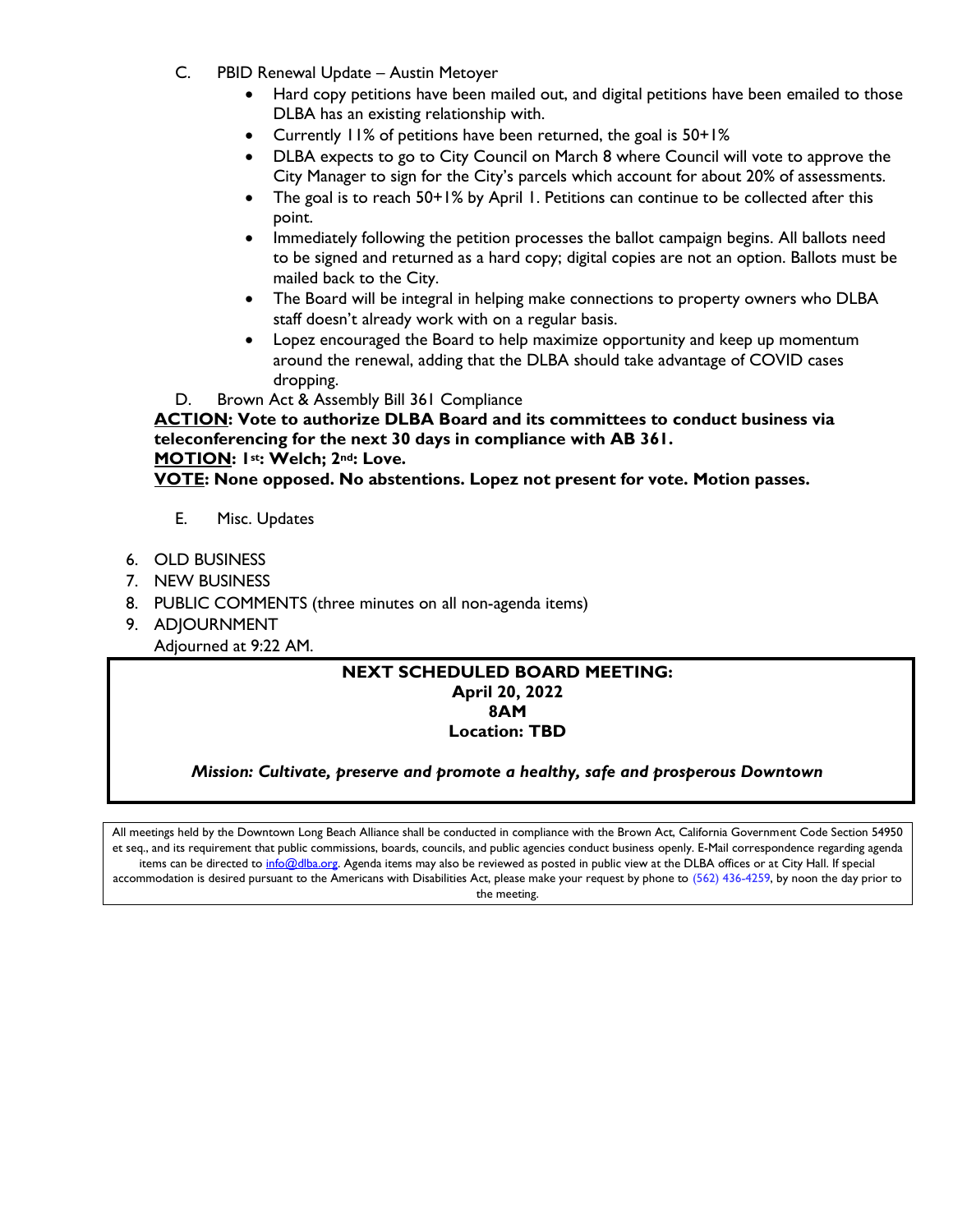C. PBID Renewal Update – Austin Metoyer
   - Hard copy petitions have been mailed out, and digital petitions have been emailed to those DLBA has an existing relationship with.
   - Currently 11% of petitions have been returned, the goal is 50+1%
   - DLBA expects to go to City Council on March 8 where Council will vote to approve the City Manager to sign for the City's parcels which account for about 20% of assessments.
   - The goal is to reach 50+1% by April 1. Petitions can continue to be collected after this point.
   - Immediately following the petition processes the ballot campaign begins. All ballots need to be signed and returned as a hard copy; digital copies are not an option. Ballots must be mailed back to the City.
   - The Board will be integral in helping make connections to property owners who DLBA staff doesn't already work with on a regular basis.
   - Lopez encouraged the Board to help maximize opportunity and keep up momentum around the renewal, adding that the DLBA should take advantage of COVID cases dropping.

D. Brown Act & Assembly Bill 361 Compliance

**ACTION: Vote to authorize DLBA Board and its committees to conduct business via teleconferencing for the next 30 days in compliance with AB 361.**
**MOTION: 1st: Welch; 2nd: Love.**
**VOTE: None opposed. No abstentions. Lopez not present for vote. Motion passes.**

E. Misc. Updates

6. OLD BUSINESS
7. NEW BUSINESS
8. PUBLIC COMMENTS (three minutes on all non-agenda items)
9. ADJOURNMENT
   Adjourned at 9:22 AM.

**NEXT SCHEDULED BOARD MEETING:**
**April 20, 2022**
**8AM**
**Location: TBD**

***Mission: Cultivate, preserve and promote a healthy, safe and prosperous Downtown***

All meetings held by the Downtown Long Beach Alliance shall be conducted in compliance with the Brown Act, California Government Code Section 54950 et seq., and its requirement that public commissions, boards, councils, and public agencies conduct business openly. E-Mail correspondence regarding agenda items can be directed to info@dlba.org. Agenda items may also be reviewed as posted in public view at the DLBA offices or at City Hall. If special accommodation is desired pursuant to the Americans with Disabilities Act, please make your request by phone to (562) 436-4259, by noon the day prior to the meeting.